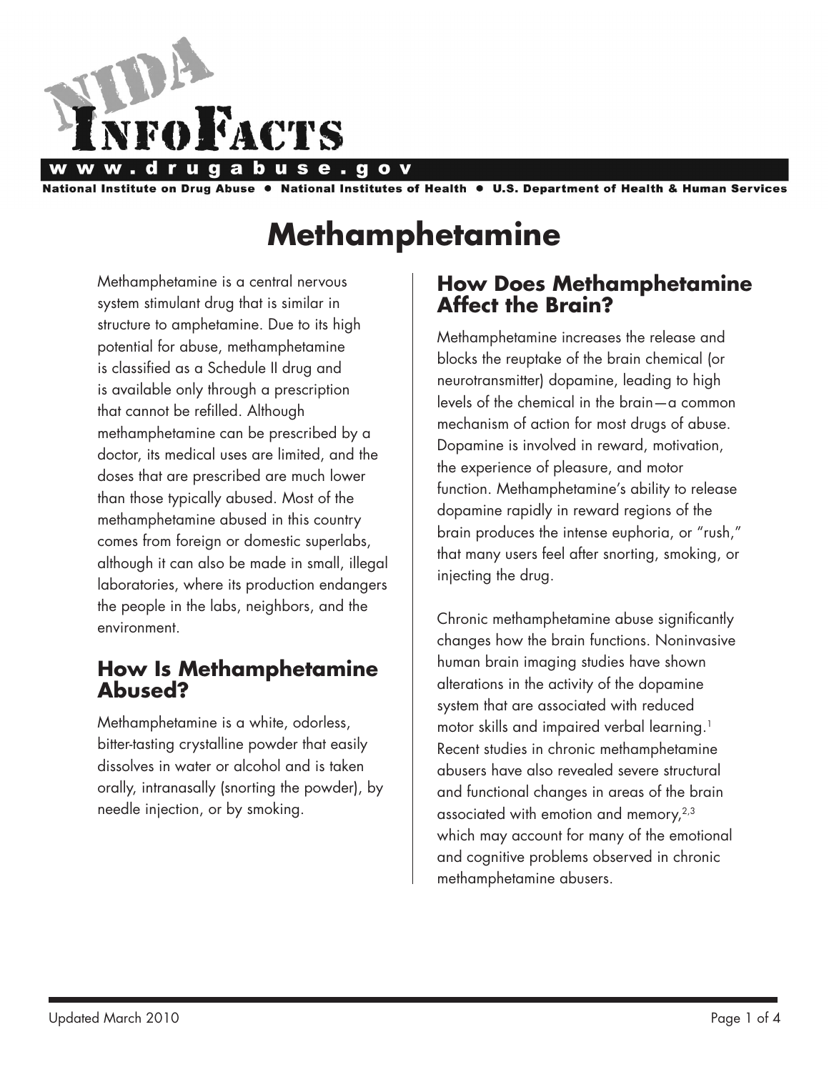# NIDA InfoFacts

www.drugabuse.gov

National Institute on Drug Abuse • National Institutes of Health • U.S. Department of Health & Human Services

# Methamphetamine

Methamphetamine is a central nervous system stimulant drug that is similar in structure to amphetamine. Due to its high potential for abuse, methamphetamine is classified as a Schedule II drug and is available only through a prescription that cannot be refilled. Although methamphetamine can be prescribed by a doctor, its medical uses are limited, and the doses that are prescribed are much lower than those typically abused. Most of the methamphetamine abused in this country comes from foreign or domestic superlabs, although it can also be made in small, illegal laboratories, where its production endangers the people in the labs, neighbors, and the environment.

## How Is Methamphetamine Abused?

Methamphetamine is a white, odorless, bitter-tasting crystalline powder that easily dissolves in water or alcohol and is taken orally, intranasally (snorting the powder), by needle injection, or by smoking.

## How Does Methamphetamine Affect the Brain?

Methamphetamine increases the release and blocks the reuptake of the brain chemical (or neurotransmitter) dopamine, leading to high levels of the chemical in the brain—a common mechanism of action for most drugs of abuse. Dopamine is involved in reward, motivation, the experience of pleasure, and motor function. Methamphetamine's ability to release dopamine rapidly in reward regions of the brain produces the intense euphoria, or "rush," that many users feel after snorting, smoking, or injecting the drug.

Chronic methamphetamine abuse significantly changes how the brain functions. Noninvasive human brain imaging studies have shown alterations in the activity of the dopamine system that are associated with reduced motor skills and impaired verbal learning.[1] Recent studies in chronic methamphetamine abusers have also revealed severe structural and functional changes in areas of the brain associated with emotion and memory,[2,3] which may account for many of the emotional and cognitive problems observed in chronic methamphetamine abusers.

Updated March 2010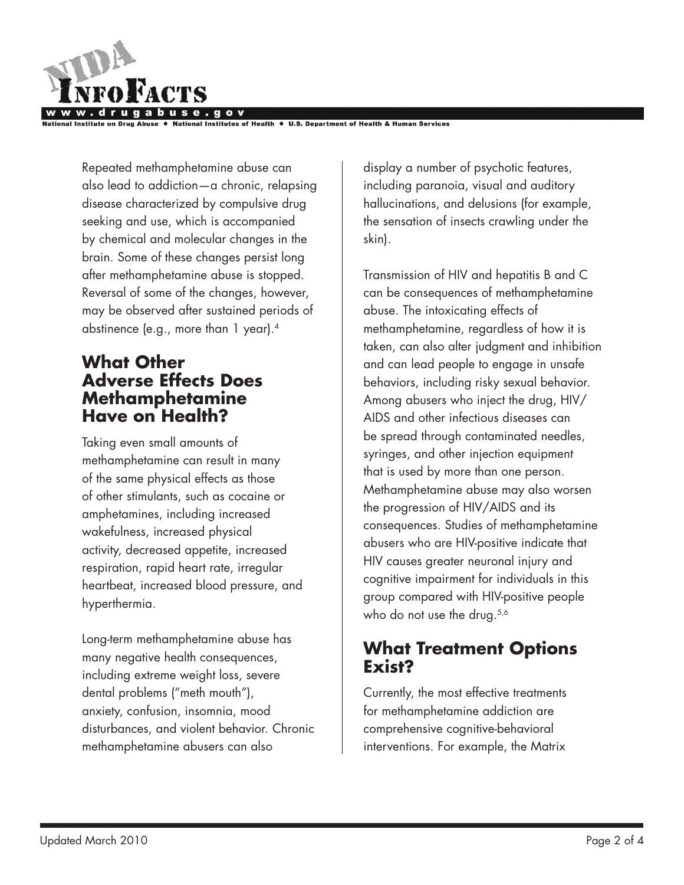Repeated methamphetamine abuse can also lead to addiction—a chronic, relapsing disease characterized by compulsive drug seeking and use, which is accompanied by chemical and molecular changes in the brain. Some of these changes persist long after methamphetamine abuse is stopped. Reversal of some of the changes, however, may be observed after sustained periods of abstinence (e.g., more than 1 year).[4]

## What Other Adverse Effects Does Methamphetamine Have on Health?

Taking even small amounts of methamphetamine can result in many of the same physical effects as those of other stimulants, such as cocaine or amphetamines, including increased wakefulness, increased physical activity, decreased appetite, increased respiration, rapid heart rate, irregular heartbeat, increased blood pressure, and hyperthermia.

Long-term methamphetamine abuse has many negative health consequences, including extreme weight loss, severe dental problems ("meth mouth"), anxiety, confusion, insomnia, mood disturbances, and violent behavior. Chronic methamphetamine abusers can also display a number of psychotic features, including paranoia, visual and auditory hallucinations, and delusions (for example, the sensation of insects crawling under the skin).

Transmission of HIV and hepatitis B and C can be consequences of methamphetamine abuse. The intoxicating effects of methamphetamine, regardless of how it is taken, can also alter judgment and inhibition and can lead people to engage in unsafe behaviors, including risky sexual behavior. Among abusers who inject the drug, HIV/AIDS and other infectious diseases can be spread through contaminated needles, syringes, and other injection equipment that is used by more than one person. Methamphetamine abuse may also worsen the progression of HIV/AIDS and its consequences. Studies of methamphetamine abusers who are HIV-positive indicate that HIV causes greater neuronal injury and cognitive impairment for individuals in this group compared with HIV-positive people who do not use the drug.[5,6]

## What Treatment Options Exist?

Currently, the most effective treatments for methamphetamine addiction are comprehensive cognitive-behavioral interventions. For example, the Matrix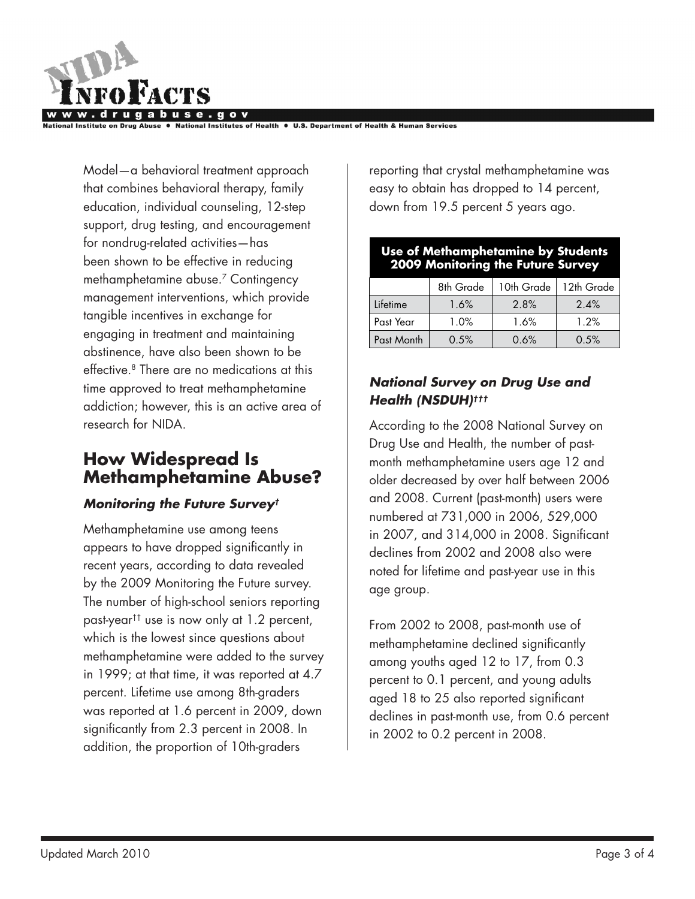Model—a behavioral treatment approach that combines behavioral therapy, family education, individual counseling, 12-step support, drug testing, and encouragement for nondrug-related activities—has been shown to be effective in reducing methamphetamine abuse.[7] Contingency management interventions, which provide tangible incentives in exchange for engaging in treatment and maintaining abstinence, have also been shown to be effective.[8] There are no medications at this time approved to treat methamphetamine addiction; however, this is an active area of research for NIDA.

## How Widespread Is Methamphetamine Abuse?

### *Monitoring the Future Survey*[†]

Methamphetamine use among teens appears to have dropped significantly in recent years, according to data revealed by the 2009 Monitoring the Future survey. The number of high-school seniors reporting past-year[††] use is now only at 1.2 percent, which is the lowest since questions about methamphetamine were added to the survey in 1999; at that time, it was reported at 4.7 percent. Lifetime use among 8th-graders was reported at 1.6 percent in 2009, down significantly from 2.3 percent in 2008. In addition, the proportion of 10th-graders reporting that crystal methamphetamine was easy to obtain has dropped to 14 percent, down from 19.5 percent 5 years ago.

**Use of Methamphetamine by Students 2009 Monitoring the Future Survey**

| | 8th Grade | 10th Grade | 12th Grade |
|---|---|---|---|
| Lifetime | 1.6% | 2.8% | 2.4% |
| Past Year | 1.0% | 1.6% | 1.2% |
| Past Month | 0.5% | 0.6% | 0.5% |

### *National Survey on Drug Use and Health (NSDUH)*[†††]

According to the 2008 National Survey on Drug Use and Health, the number of past-month methamphetamine users age 12 and older decreased by over half between 2006 and 2008. Current (past-month) users were numbered at 731,000 in 2006, 529,000 in 2007, and 314,000 in 2008. Significant declines from 2002 and 2008 also were noted for lifetime and past-year use in this age group.

From 2002 to 2008, past-month use of methamphetamine declined significantly among youths aged 12 to 17, from 0.3 percent to 0.1 percent, and young adults aged 18 to 25 also reported significant declines in past-month use, from 0.6 percent in 2002 to 0.2 percent in 2008.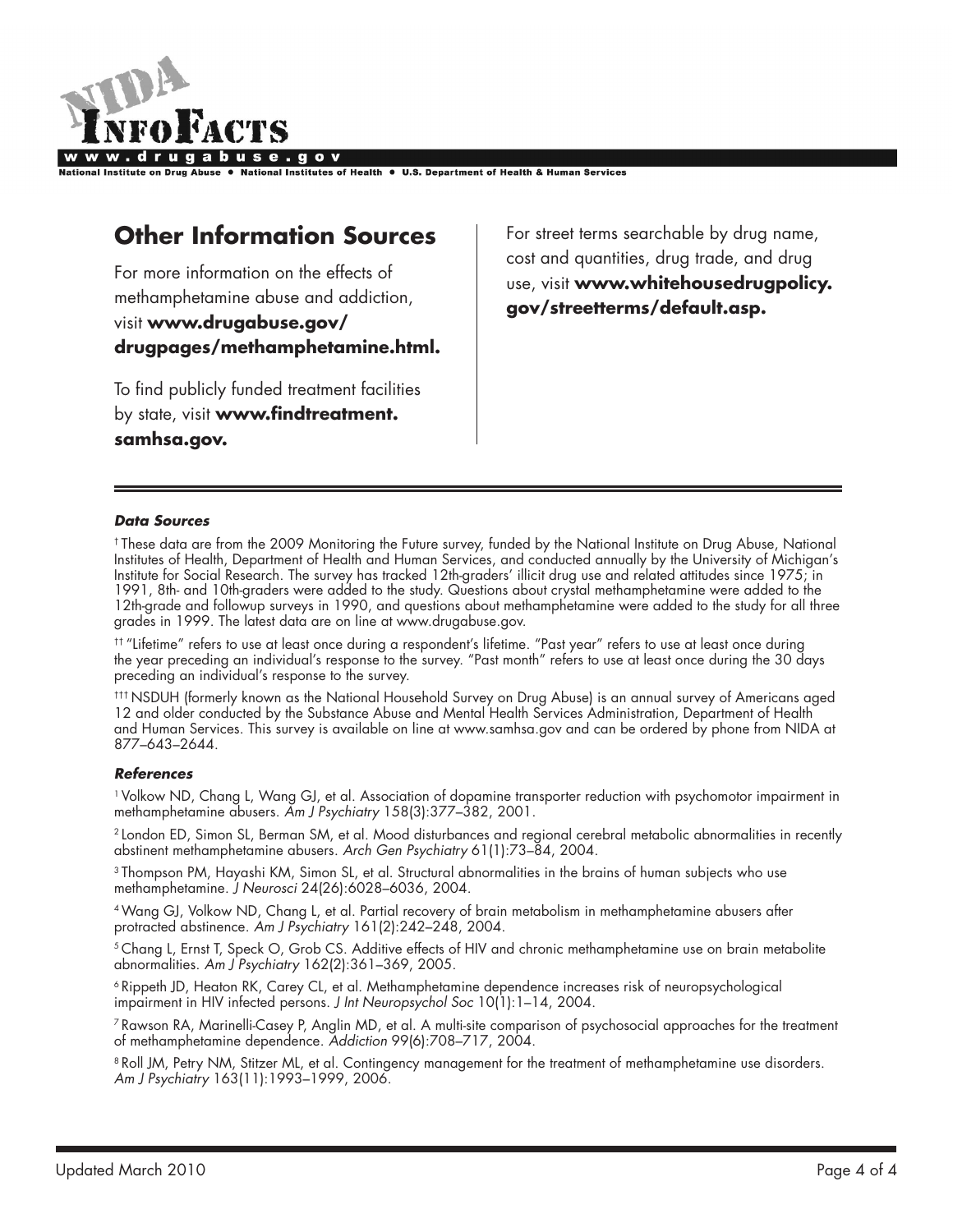## Other Information Sources

For more information on the effects of methamphetamine abuse and addiction, visit **www.drugabuse.gov/drugpages/methamphetamine.html.**

To find publicly funded treatment facilities by state, visit **www.findtreatment.samhsa.gov.**

For street terms searchable by drug name, cost and quantities, drug trade, and drug use, visit **www.whitehousedrugpolicy.gov/streetterms/default.asp.**

***Data Sources***

† These data are from the 2009 Monitoring the Future survey, funded by the National Institute on Drug Abuse, National Institutes of Health, Department of Health and Human Services, and conducted annually by the University of Michigan's Institute for Social Research. The survey has tracked 12th-graders' illicit drug use and related attitudes since 1975; in 1991, 8th- and 10th-graders were added to the study. Questions about crystal methamphetamine were added to the 12th-grade and followup surveys in 1990, and questions about methamphetamine were added to the study for all three grades in 1999. The latest data are on line at www.drugabuse.gov.

†† "Lifetime" refers to use at least once during a respondent's lifetime. "Past year" refers to use at least once during the year preceding an individual's response to the survey. "Past month" refers to use at least once during the 30 days preceding an individual's response to the survey.

††† NSDUH (formerly known as the National Household Survey on Drug Abuse) is an annual survey of Americans aged 12 and older conducted by the Substance Abuse and Mental Health Services Administration, Department of Health and Human Services. This survey is available on line at www.samhsa.gov and can be ordered by phone from NIDA at 877–643–2644.

***References***

[1] Volkow ND, Chang L, Wang GJ, et al. Association of dopamine transporter reduction with psychomotor impairment in methamphetamine abusers. *Am J Psychiatry* 158(3):377–382, 2001.

[2] London ED, Simon SL, Berman SM, et al. Mood disturbances and regional cerebral metabolic abnormalities in recently abstinent methamphetamine abusers. *Arch Gen Psychiatry* 61(1):73–84, 2004.

[3] Thompson PM, Hayashi KM, Simon SL, et al. Structural abnormalities in the brains of human subjects who use methamphetamine. *J Neurosci* 24(26):6028–6036, 2004.

[4] Wang GJ, Volkow ND, Chang L, et al. Partial recovery of brain metabolism in methamphetamine abusers after protracted abstinence. *Am J Psychiatry* 161(2):242–248, 2004.

[5] Chang L, Ernst T, Speck O, Grob CS. Additive effects of HIV and chronic methamphetamine use on brain metabolite abnormalities. *Am J Psychiatry* 162(2):361–369, 2005.

[6] Rippeth JD, Heaton RK, Carey CL, et al. Methamphetamine dependence increases risk of neuropsychological impairment in HIV infected persons. *J Int Neuropsychol Soc* 10(1):1–14, 2004.

[7] Rawson RA, Marinelli-Casey P, Anglin MD, et al. A multi-site comparison of psychosocial approaches for the treatment of methamphetamine dependence. *Addiction* 99(6):708–717, 2004.

[8] Roll JM, Petry NM, Stitzer ML, et al. Contingency management for the treatment of methamphetamine use disorders. *Am J Psychiatry* 163(11):1993–1999, 2006.

Updated March 2010